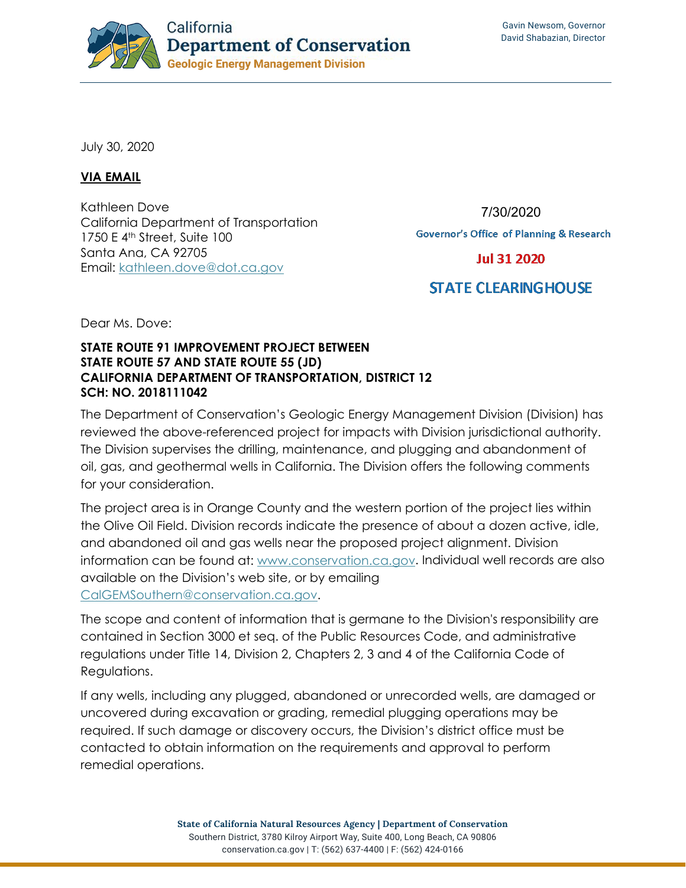California
**Department of Conservation**
**Geologic Energy Management Division**

Gavin Newsom, Governor
David Shabazian, Director

July 30, 2020

**VIA EMAIL**

Kathleen Dove
California Department of Transportation
1750 E 4th Street, Suite 100
Santa Ana, CA 92705
Email: kathleen.dove@dot.ca.gov

7/30/2020
Governor's Office of Planning & Research
Jul 31 2020
STATE CLEARINGHOUSE

Dear Ms. Dove:

**STATE ROUTE 91 IMPROVEMENT PROJECT BETWEEN STATE ROUTE 57 AND STATE ROUTE 55 (JD)**
**CALIFORNIA DEPARTMENT OF TRANSPORTATION, DISTRICT 12**
**SCH: NO. 2018111042**

The Department of Conservation's Geologic Energy Management Division (Division) has reviewed the above-referenced project for impacts with Division jurisdictional authority. The Division supervises the drilling, maintenance, and plugging and abandonment of oil, gas, and geothermal wells in California. The Division offers the following comments for your consideration.

The project area is in Orange County and the western portion of the project lies within the Olive Oil Field. Division records indicate the presence of about a dozen active, idle, and abandoned oil and gas wells near the proposed project alignment. Division information can be found at: www.conservation.ca.gov. Individual well records are also available on the Division's web site, or by emailing CalGEMSouthern@conservation.ca.gov.

The scope and content of information that is germane to the Division's responsibility are contained in Section 3000 et seq. of the Public Resources Code, and administrative regulations under Title 14, Division 2, Chapters 2, 3 and 4 of the California Code of Regulations.

If any wells, including any plugged, abandoned or unrecorded wells, are damaged or uncovered during excavation or grading, remedial plugging operations may be required. If such damage or discovery occurs, the Division's district office must be contacted to obtain information on the requirements and approval to perform remedial operations.

**State of California Natural Resources Agency | Department of Conservation**
Southern District, 3780 Kilroy Airport Way, Suite 400, Long Beach, CA 90806
conservation.ca.gov | T: (562) 637-4400 | F: (562) 424-0166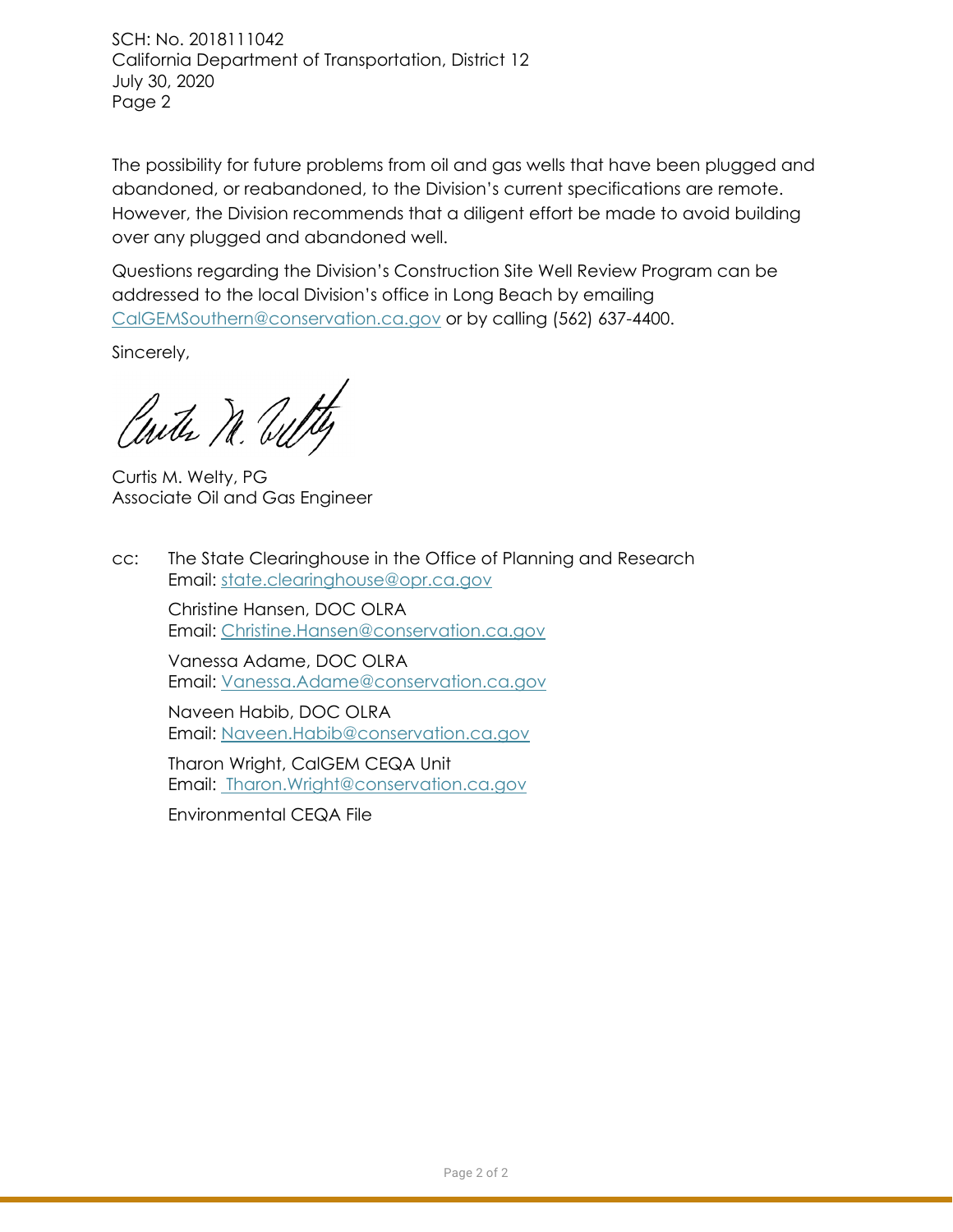The possibility for future problems from oil and gas wells that have been plugged and abandoned, or reabandoned, to the Division's current specifications are remote. However, the Division recommends that a diligent effort be made to avoid building over any plugged and abandoned well.

Questions regarding the Division's Construction Site Well Review Program can be addressed to the local Division's office in Long Beach by emailing CalGEMSouthern@conservation.ca.gov or by calling (562) 637-4400.

Sincerely,

Curtis M. Welty, PG
Associate Oil and Gas Engineer

cc: The State Clearinghouse in the Office of Planning and Research
Email: state.clearinghouse@opr.ca.gov

Christine Hansen, DOC OLRA
Email: Christine.Hansen@conservation.ca.gov

Vanessa Adame, DOC OLRA
Email: Vanessa.Adame@conservation.ca.gov

Naveen Habib, DOC OLRA
Email: Naveen.Habib@conservation.ca.gov

Tharon Wright, CalGEM CEQA Unit
Email: Tharon.Wright@conservation.ca.gov

Environmental CEQA File